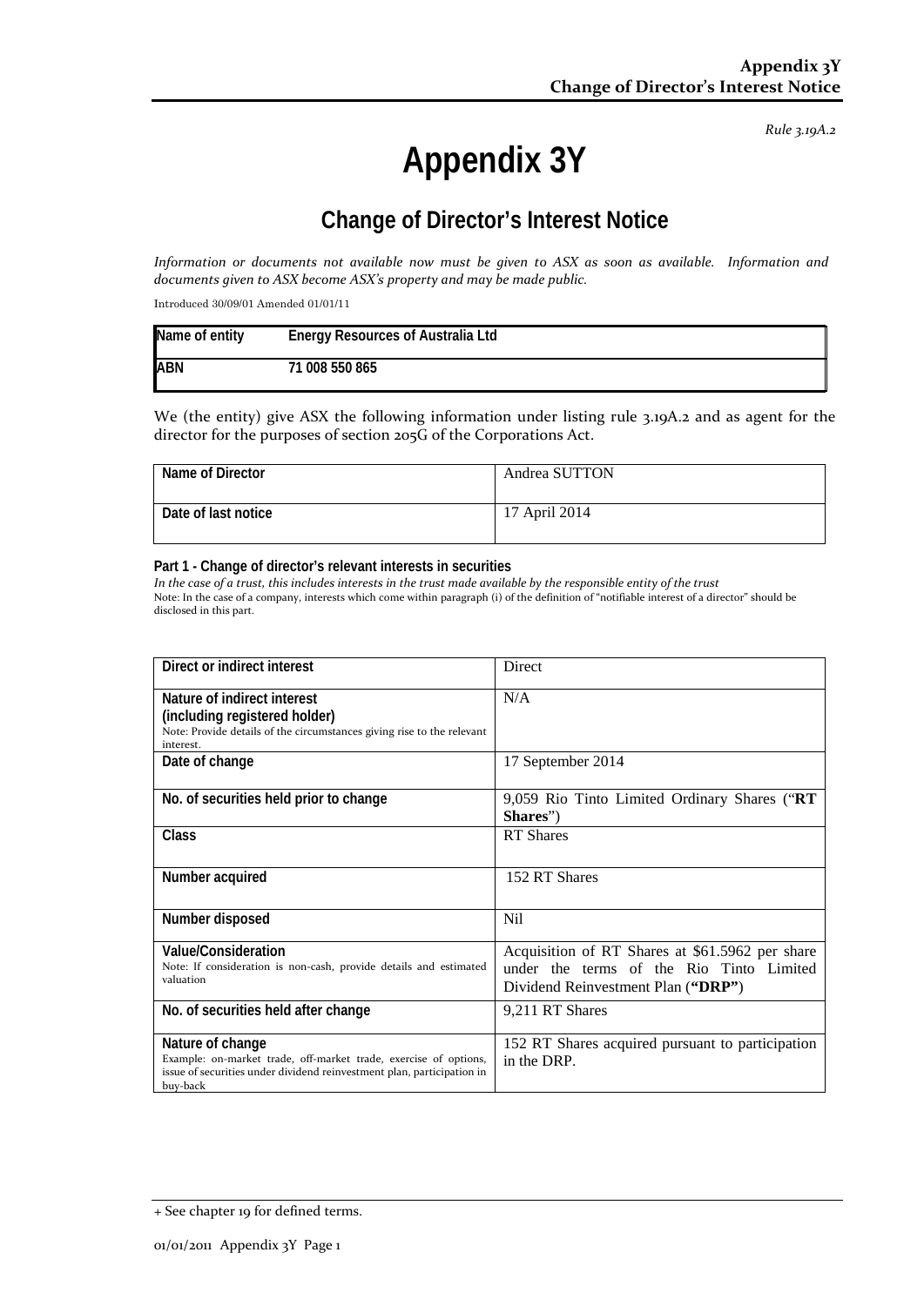*Rule 3.19A.2*

# Appendix 3Y

## Change of Director's Interest Notice

*Information or documents not available now must be given to ASX as soon as available. Information and documents given to ASX become ASX's property and may be made public.*

Introduced 30/09/01 Amended 01/01/11

| Name of entity | Energy Resources of Australia Ltd |
|---|---|
| ABN | 71 008 550 865 |

We (the entity) give ASX the following information under listing rule 3.19A.2 and as agent for the director for the purposes of section 205G of the Corporations Act.

| Name of Director | Andrea SUTTON |
|---|---|
| Date of last notice | 17 April 2014 |

**Part 1 - Change of director's relevant interests in securities**

*In the case of a trust, this includes interests in the trust made available by the responsible entity of the trust*

Note: In the case of a company, interests which come within paragraph (i) of the definition of "notifiable interest of a director" should be disclosed in this part.

| Direct or indirect interest | Direct |
|---|---|
| **Nature of indirect interest (including registered holder)**<br>Note: Provide details of the circumstances giving rise to the relevant interest. | N/A |
| **Date of change** | 17 September 2014 |
| **No. of securities held prior to change** | 9,059 Rio Tinto Limited Ordinary Shares ("**RT Shares**") |
| **Class** | RT Shares |
| **Number acquired** | 152 RT Shares |
| **Number disposed** | Nil |
| **Value/Consideration**<br>Note: If consideration is non-cash, provide details and estimated valuation | Acquisition of RT Shares at $61.5962 per share under the terms of the Rio Tinto Limited Dividend Reinvestment Plan (**"DRP"**) |
| **No. of securities held after change** | 9,211 RT Shares |
| **Nature of change**<br>Example: on-market trade, off-market trade, exercise of options, issue of securities under dividend reinvestment plan, participation in buy-back | 152 RT Shares acquired pursuant to participation in the DRP. |

+ See chapter 19 for defined terms.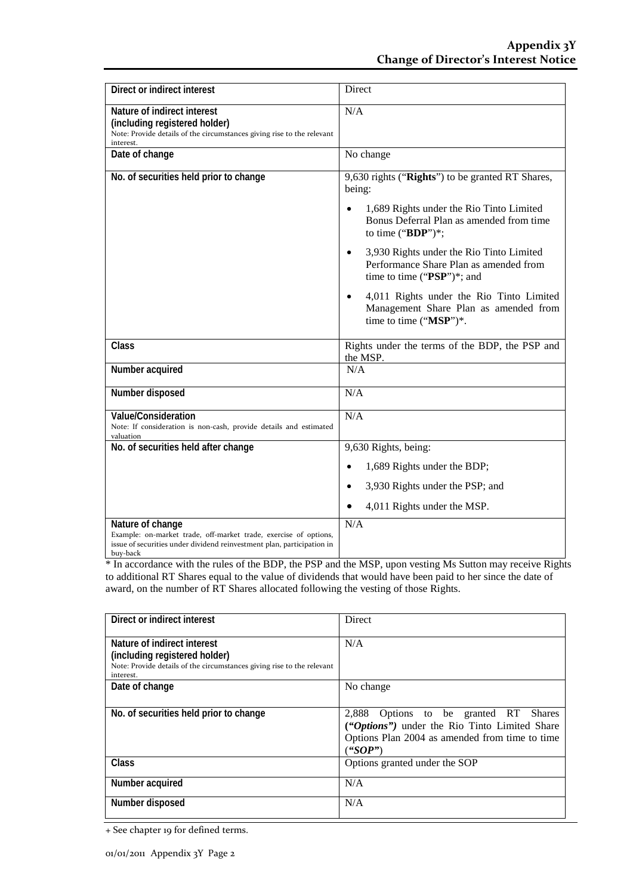| Direct or indirect interest | Direct |
| --- | --- |
| **Nature of indirect interest (including registered holder)**<br>Note: Provide details of the circumstances giving rise to the relevant interest. | N/A |
| **Date of change** | No change |
| **No. of securities held prior to change** | 9,630 rights ("**Rights**") to be granted RT Shares, being:<br>• 1,689 Rights under the Rio Tinto Limited Bonus Deferral Plan as amended from time to time ("**BDP**")*;<br>• 3,930 Rights under the Rio Tinto Limited Performance Share Plan as amended from time to time ("**PSP**")*; and<br>• 4,011 Rights under the Rio Tinto Limited Management Share Plan as amended from time to time ("**MSP**")*. |
| **Class** | Rights under the terms of the BDP, the PSP and the MSP. |
| **Number acquired** | N/A |
| **Number disposed** | N/A |
| **Value/Consideration**<br>Note: If consideration is non-cash, provide details and estimated valuation | N/A |
| **No. of securities held after change** | 9,630 Rights, being:<br>• 1,689 Rights under the BDP;<br>• 3,930 Rights under the PSP; and<br>• 4,011 Rights under the MSP. |
| **Nature of change**<br>Example: on-market trade, off-market trade, exercise of options, issue of securities under dividend reinvestment plan, participation in buy-back | N/A |

* In accordance with the rules of the BDP, the PSP and the MSP, upon vesting Ms Sutton may receive Rights to additional RT Shares equal to the value of dividends that would have been paid to her since the date of award, on the number of RT Shares allocated following the vesting of those Rights.

| Direct or indirect interest | Direct |
| --- | --- |
| **Nature of indirect interest (including registered holder)**<br>Note: Provide details of the circumstances giving rise to the relevant interest. | N/A |
| **Date of change** | No change |
| **No. of securities held prior to change** | 2,888 Options to be granted RT Shares (*"Options"*) under the Rio Tinto Limited Share Options Plan 2004 as amended from time to time (*"SOP"*) |
| **Class** | Options granted under the SOP |
| **Number acquired** | N/A |
| **Number disposed** | N/A |

+ See chapter 19 for defined terms.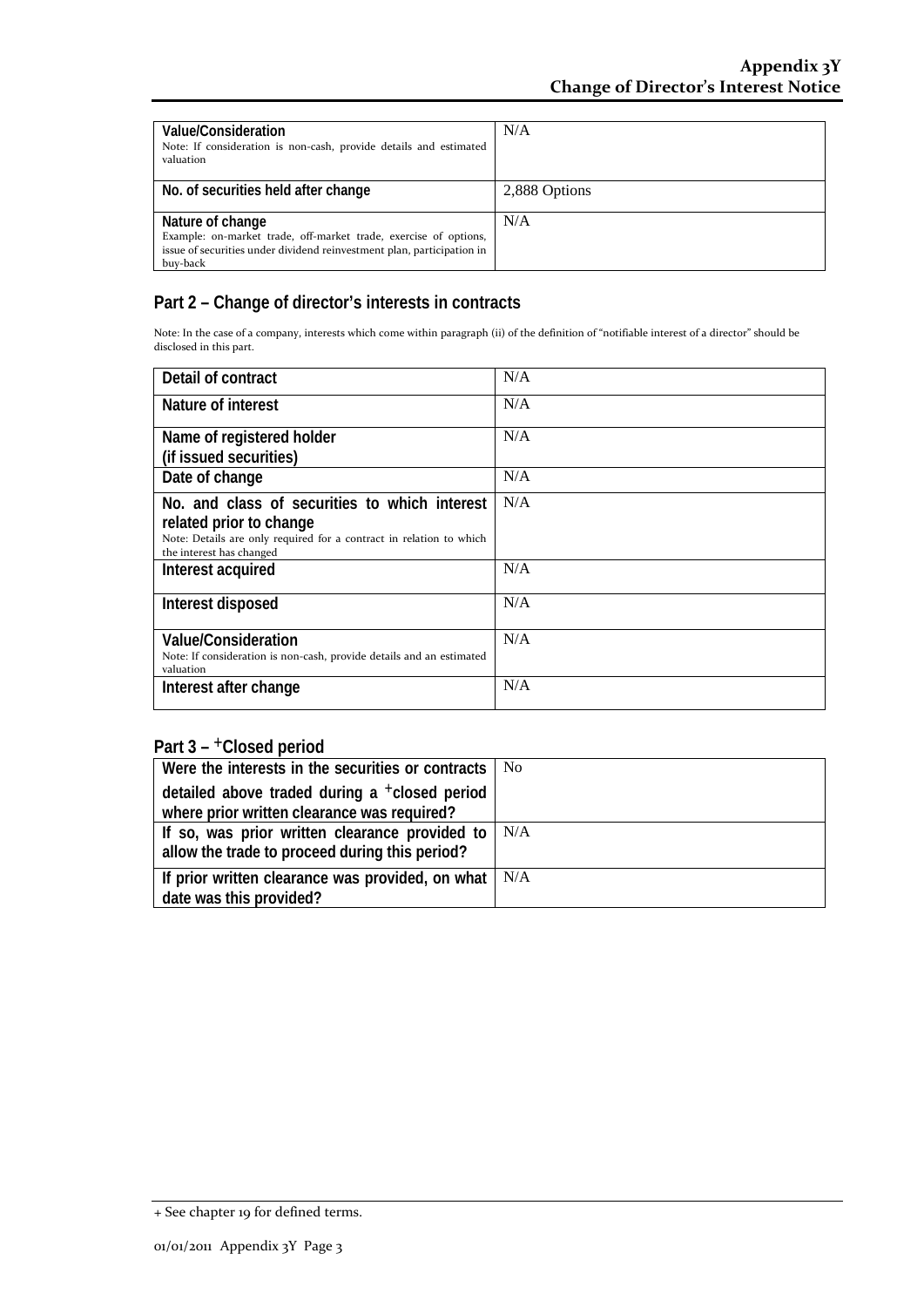| | |
|---|---|
| **Value/Consideration**<br>Note: If consideration is non-cash, provide details and estimated valuation | N/A |
| **No. of securities held after change** | 2,888 Options |
| **Nature of change**<br>Example: on-market trade, off-market trade, exercise of options, issue of securities under dividend reinvestment plan, participation in buy-back | N/A |

## Part 2 – Change of director's interests in contracts

Note: In the case of a company, interests which come within paragraph (ii) of the definition of "notifiable interest of a director" should be disclosed in this part.

| | |
|---|---|
| **Detail of contract** | N/A |
| **Nature of interest** | N/A |
| **Name of registered holder**<br>**(if issued securities)** | N/A |
| **Date of change** | N/A |
| **No. and class of securities to which interest related prior to change**<br>Note: Details are only required for a contract in relation to which the interest has changed | N/A |
| **Interest acquired** | N/A |
| **Interest disposed** | N/A |
| **Value/Consideration**<br>Note: If consideration is non-cash, provide details and an estimated valuation | N/A |
| **Interest after change** | N/A |

## Part 3 – +Closed period

| | |
|---|---|
| **Were the interests in the securities or contracts detailed above traded during a +closed period where prior written clearance was required?** | No |
| **If so, was prior written clearance provided to allow the trade to proceed during this period?** | N/A |
| **If prior written clearance was provided, on what date was this provided?** | N/A |

+ See chapter 19 for defined terms.